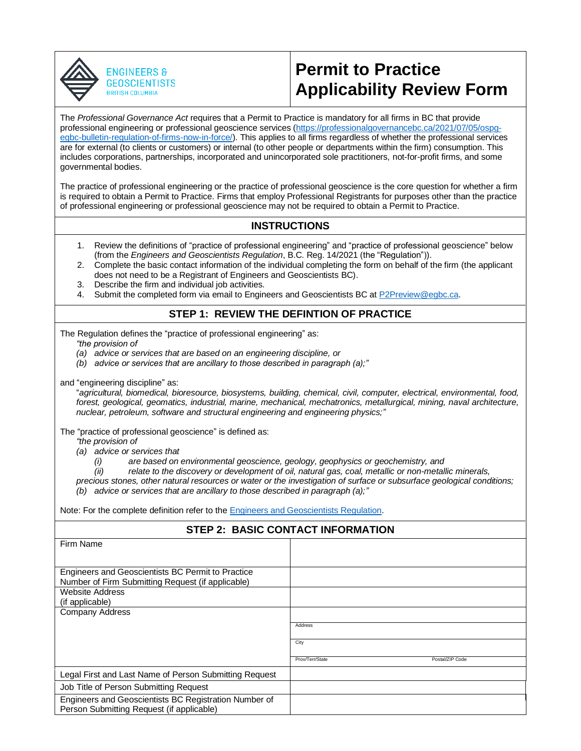ENGINEERS & GEOSCIENTISTS BRITISH COLUMBIA

# Permit to Practice Applicability Review Form

The *Professional Governance Act* requires that a Permit to Practice is mandatory for all firms in BC that provide professional engineering or professional geoscience services (https://professionalgovernancebc.ca/2021/07/05/ospg-egbc-bulletin-regulation-of-firms-now-in-force/). This applies to all firms regardless of whether the professional services are for external (to clients or customers) or internal (to other people or departments within the firm) consumption. This includes corporations, partnerships, incorporated and unincorporated sole practitioners, not-for-profit firms, and some governmental bodies.

The practice of professional engineering or the practice of professional geoscience is the core question for whether a firm is required to obtain a Permit to Practice. Firms that employ Professional Registrants for purposes other than the practice of professional engineering or professional geoscience may not be required to obtain a Permit to Practice.

## INSTRUCTIONS

1. Review the definitions of "practice of professional engineering" and "practice of professional geoscience" below (from the *Engineers and Geoscientists Regulation*, B.C. Reg. 14/2021 (the "Regulation")).
2. Complete the basic contact information of the individual completing the form on behalf of the firm (the applicant does not need to be a Registrant of Engineers and Geoscientists BC).
3. Describe the firm and individual job activities.
4. Submit the completed form via email to Engineers and Geoscientists BC at P2Preview@egbc.ca.

## STEP 1: REVIEW THE DEFINTION OF PRACTICE

The Regulation defines the "practice of professional engineering" as:

*"the provision of*
*(a) advice or services that are based on an engineering discipline, or*
*(b) advice or services that are ancillary to those described in paragraph (a);"*

and "engineering discipline" as:

"*agricultural, biomedical, bioresource, biosystems, building, chemical, civil, computer, electrical, environmental, food, forest, geological, geomatics, industrial, marine, mechanical, mechatronics, metallurgical, mining, naval architecture, nuclear, petroleum, software and structural engineering and engineering physics;"*

The "practice of professional geoscience" is defined as:

*"the provision of*
*(a) advice or services that*
*(i) are based on environmental geoscience, geology, geophysics or geochemistry, and*
*(ii) relate to the discovery or development of oil, natural gas, coal, metallic or non-metallic minerals, precious stones, other natural resources or water or the investigation of surface or subsurface geological conditions;*
*(b) advice or services that are ancillary to those described in paragraph (a);"*

Note: For the complete definition refer to the Engineers and Geoscientists Regulation.

## STEP 2: BASIC CONTACT INFORMATION

| | |
|---|---|
| Firm Name | |
| Engineers and Geoscientists BC Permit to Practice Number of Firm Submitting Request (if applicable) | |
| Website Address (if applicable) | |
| Company Address | Address<br>City<br>Prov/Terr/State &nbsp;&nbsp;&nbsp; Postal/ZIP Code |
| Legal First and Last Name of Person Submitting Request | |
| Job Title of Person Submitting Request | |
| Engineers and Geoscientists BC Registration Number of Person Submitting Request (if applicable) | |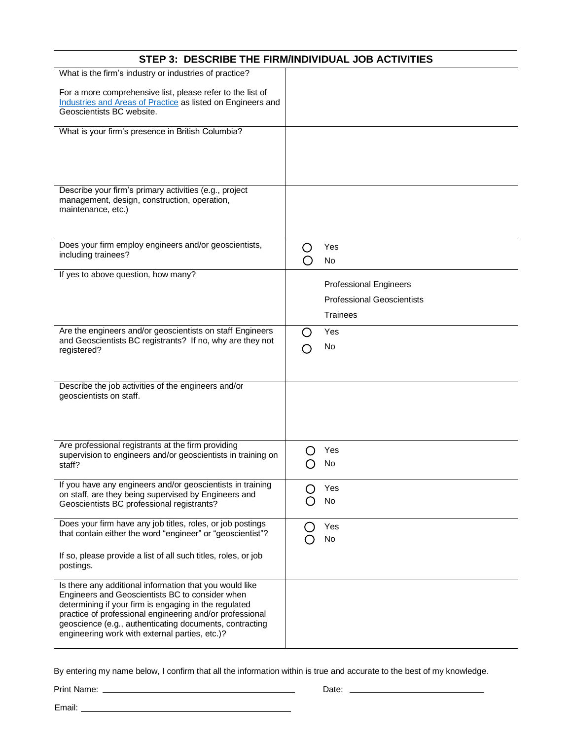| STEP 3: DESCRIBE THE FIRM/INDIVIDUAL JOB ACTIVITIES | |
|---|---|
| What is the firm's industry or industries of practice?<br><br>For a more comprehensive list, please refer to the list of Industries and Areas of Practice as listed on Engineers and Geoscientists BC website. | |
| What is your firm's presence in British Columbia? | |
| Describe your firm's primary activities (e.g., project management, design, construction, operation, maintenance, etc.) | |
| Does your firm employ engineers and/or geoscientists, including trainees? | ○ Yes<br>○ No |
| If yes to above question, how many? | Professional Engineers<br>Professional Geoscientists<br>Trainees |
| Are the engineers and/or geoscientists on staff Engineers and Geoscientists BC registrants? If no, why are they not registered? | ○ Yes<br>○ No |
| Describe the job activities of the engineers and/or geoscientists on staff. | |
| Are professional registrants at the firm providing supervision to engineers and/or geoscientists in training on staff? | ○ Yes<br>○ No |
| If you have any engineers and/or geoscientists in training on staff, are they being supervised by Engineers and Geoscientists BC professional registrants? | ○ Yes<br>○ No |
| Does your firm have any job titles, roles, or job postings that contain either the word "engineer" or "geoscientist"?<br><br>If so, please provide a list of all such titles, roles, or job postings. | ○ Yes<br>○ No |
| Is there any additional information that you would like Engineers and Geoscientists BC to consider when determining if your firm is engaging in the regulated practice of professional engineering and/or professional geoscience (e.g., authenticating documents, contracting engineering work with external parties, etc.)? | |

By entering my name below, I confirm that all the information within is true and accurate to the best of my knowledge.

Print Name: ______________________________ Date: ______________________

Email: ______________________________